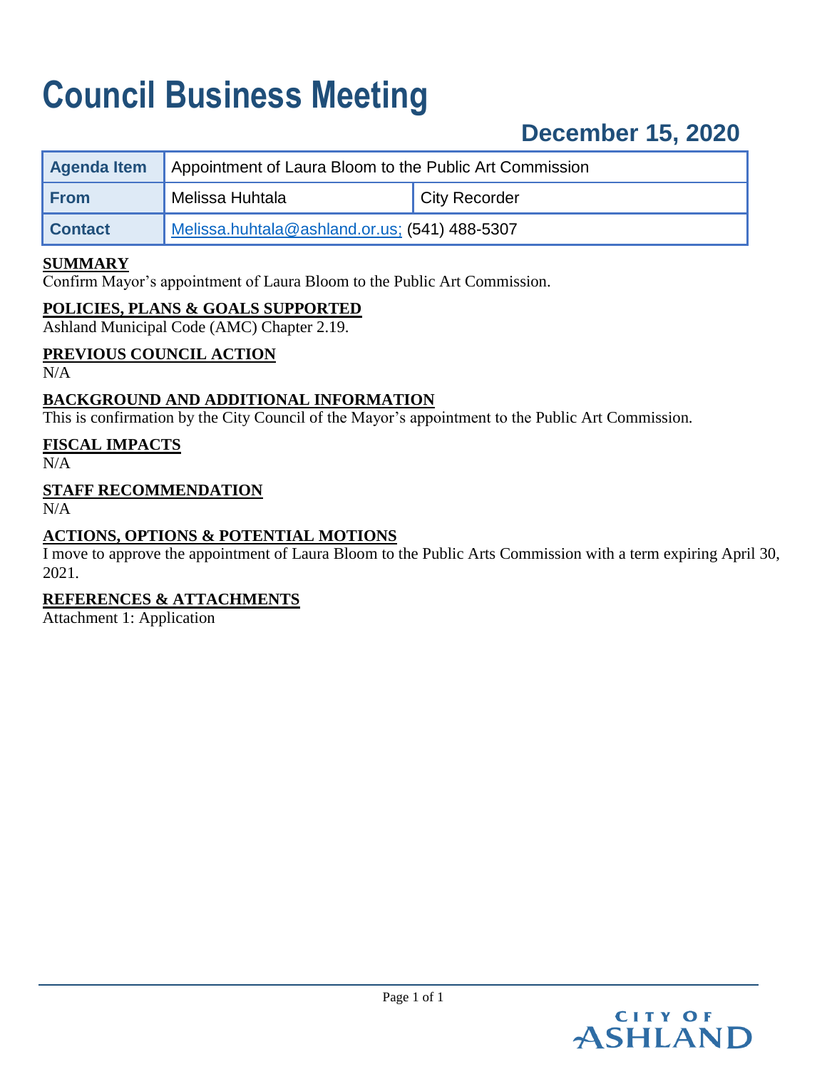# Council Business Meeting

## December 15, 2020

| Agenda Item | Appointment of Laura Bloom to the Public Art Commission | |
|---|---|---|
| From | Melissa Huhtala | City Recorder |
| Contact | Melissa.huhtala@ashland.or.us; (541) 488-5307 | |

**SUMMARY**
Confirm Mayor's appointment of Laura Bloom to the Public Art Commission.

**POLICIES, PLANS & GOALS SUPPORTED**
Ashland Municipal Code (AMC) Chapter 2.19.

**PREVIOUS COUNCIL ACTION**
N/A

**BACKGROUND AND ADDITIONAL INFORMATION**
This is confirmation by the City Council of the Mayor's appointment to the Public Art Commission.

**FISCAL IMPACTS**
N/A

**STAFF RECOMMENDATION**
N/A

**ACTIONS, OPTIONS & POTENTIAL MOTIONS**
I move to approve the appointment of Laura Bloom to the Public Arts Commission with a term expiring April 30, 2021.

**REFERENCES & ATTACHMENTS**
Attachment 1: Application

CITY OF ASHLAND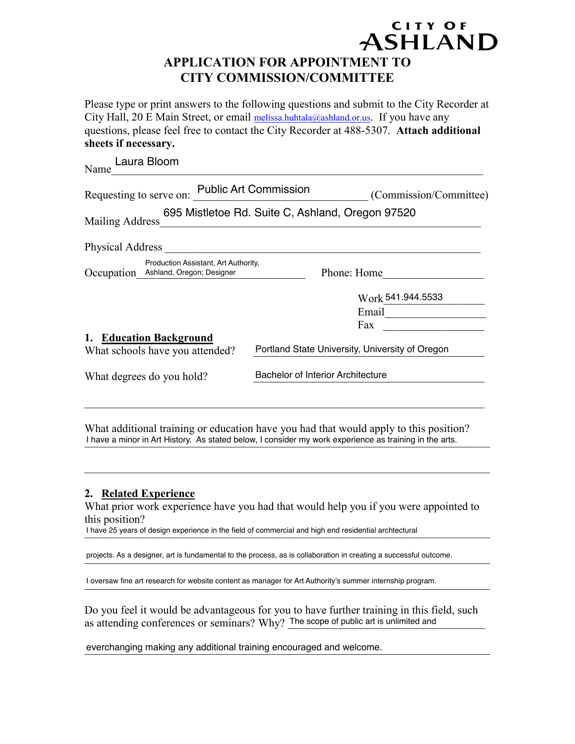CITY OF ASHLAND

# APPLICATION FOR APPOINTMENT TO CITY COMMISSION/COMMITTEE

Please type or print answers to the following questions and submit to the City Recorder at City Hall, 20 E Main Street, or email melissa.huhtala@ashland.or.us. If you have any questions, please feel free to contact the City Recorder at 488-5307. **Attach additional sheets if necessary.**

Name: Laura Bloom

Requesting to serve on: Public Art Commission (Commission/Committee)

Mailing Address: 695 Mistletoe Rd. Suite C, Ashland, Oregon 97520

Physical Address: 

Occupation: Production Assistant, Art Authority, Ashland, Oregon; Designer

Phone: Home 

Work: 541.944.5533

Email: 

Fax: 

## 1. Education Background

What schools have you attended? Portland State University, University of Oregon

What degrees do you hold? Bachelor of Interior Architecture

What additional training or education have you had that would apply to this position?
I have a minor in Art History. As stated below, I consider my work experience as training in the arts.

## 2. Related Experience

What prior work experience have you had that would help you if you were appointed to this position?
I have 25 years of design experience in the field of commercial and high end residential archtectural projects. As a designer, art is fundamental to the process, as is collaboration in creating a successful outcome. I oversaw fine art research for website content as manager for Art Authority's summer internship program.

Do you feel it would be advantageous for you to have further training in this field, such as attending conferences or seminars? Why? The scope of public art is unlimited and everchanging making any additional training encouraged and welcome.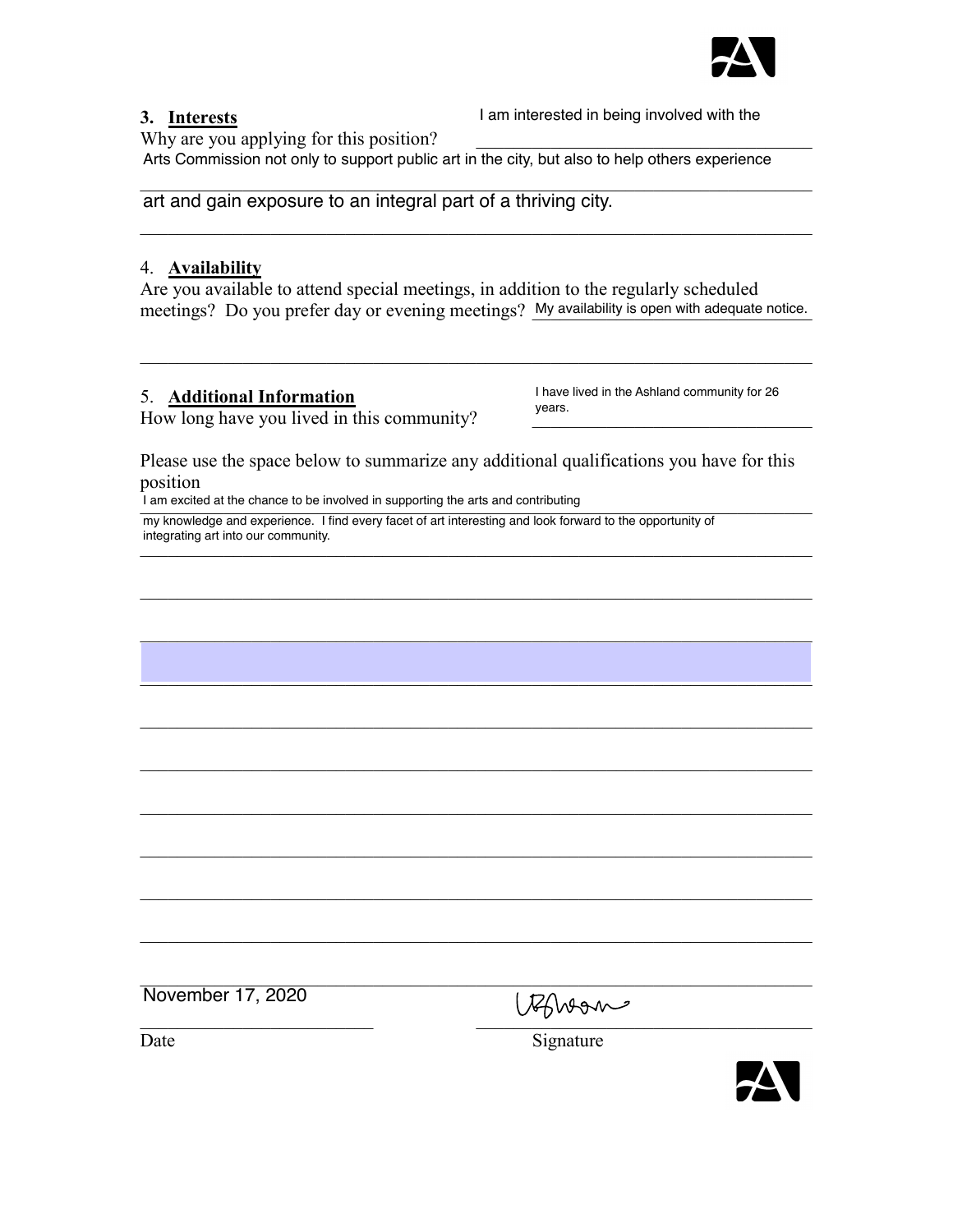### 3. **Interests**

Why are you applying for this position? I am interested in being involved with the Arts Commission not only to support public art in the city, but also to help others experience art and gain exposure to an integral part of a thriving city.

### 4. **Availability**

Are you available to attend special meetings, in addition to the regularly scheduled meetings? Do you prefer day or evening meetings? My availability is open with adequate notice.

### 5. **Additional Information**

How long have you lived in this community? I have lived in the Ashland community for 26 years.

Please use the space below to summarize any additional qualifications you have for this position

I am excited at the chance to be involved in supporting the arts and contributing my knowledge and experience. I find every facet of art interesting and look forward to the opportunity of integrating art into our community.

November 17, 2020

Date

Signature